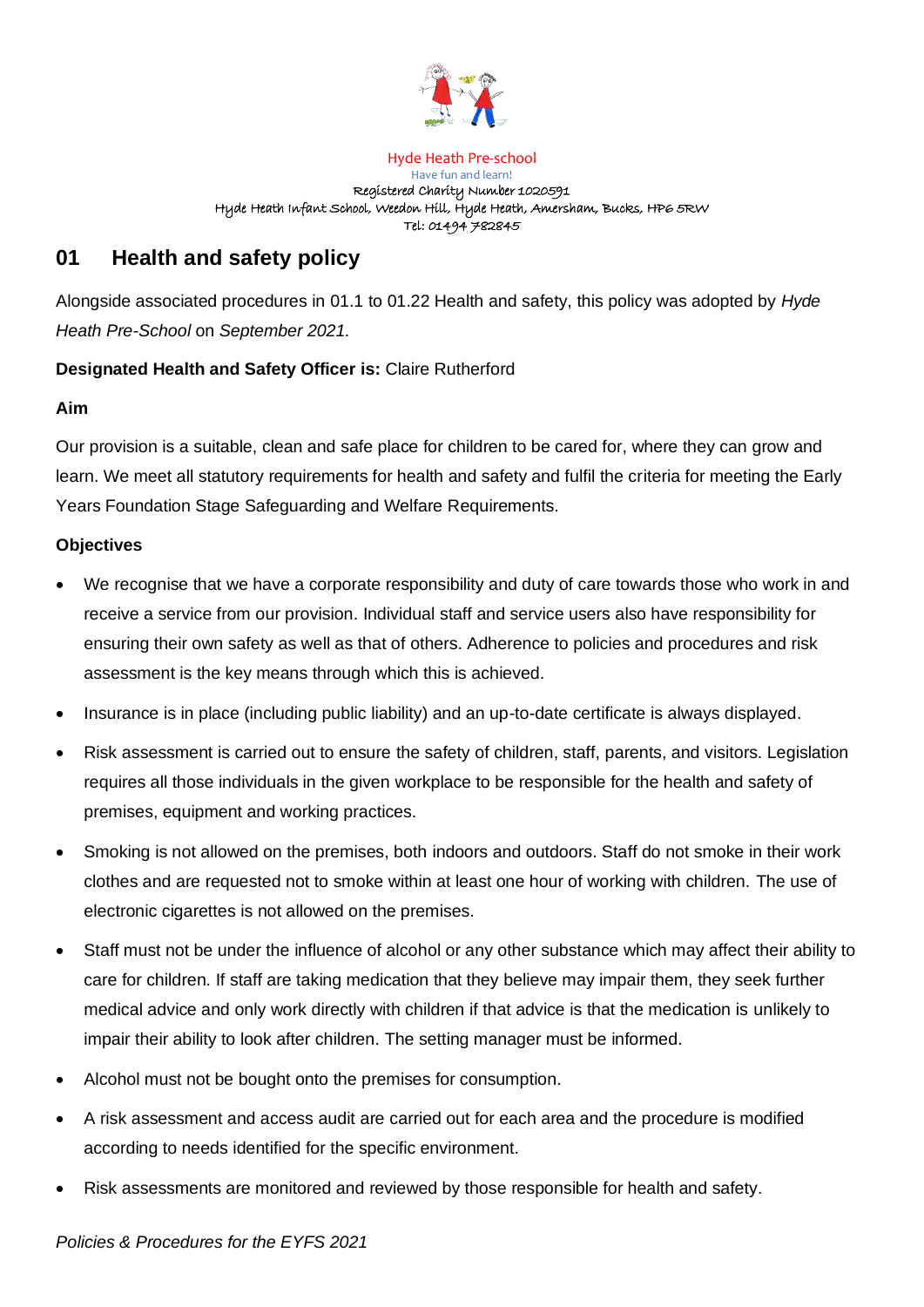Hyde Heath Pre-school
Have fun and learn!
Registered Charity Number 1020591
Hyde Heath Infant School, Weedon Hill, Hyde Heath, Amersham, Bucks, HP6 5RW
Tel: 01494 782845

# 01 Health and safety policy

Alongside associated procedures in 01.1 to 01.22 Health and safety, this policy was adopted by *Hyde Heath Pre-School* on *September 2021.*

**Designated Health and Safety Officer is:** Claire Rutherford

**Aim**

Our provision is a suitable, clean and safe place for children to be cared for, where they can grow and learn. We meet all statutory requirements for health and safety and fulfil the criteria for meeting the Early Years Foundation Stage Safeguarding and Welfare Requirements.

**Objectives**

- We recognise that we have a corporate responsibility and duty of care towards those who work in and receive a service from our provision. Individual staff and service users also have responsibility for ensuring their own safety as well as that of others. Adherence to policies and procedures and risk assessment is the key means through which this is achieved.
- Insurance is in place (including public liability) and an up-to-date certificate is always displayed.
- Risk assessment is carried out to ensure the safety of children, staff, parents, and visitors. Legislation requires all those individuals in the given workplace to be responsible for the health and safety of premises, equipment and working practices.
- Smoking is not allowed on the premises, both indoors and outdoors. Staff do not smoke in their work clothes and are requested not to smoke within at least one hour of working with children. The use of electronic cigarettes is not allowed on the premises.
- Staff must not be under the influence of alcohol or any other substance which may affect their ability to care for children. If staff are taking medication that they believe may impair them, they seek further medical advice and only work directly with children if that advice is that the medication is unlikely to impair their ability to look after children. The setting manager must be informed.
- Alcohol must not be bought onto the premises for consumption.
- A risk assessment and access audit are carried out for each area and the procedure is modified according to needs identified for the specific environment.
- Risk assessments are monitored and reviewed by those responsible for health and safety.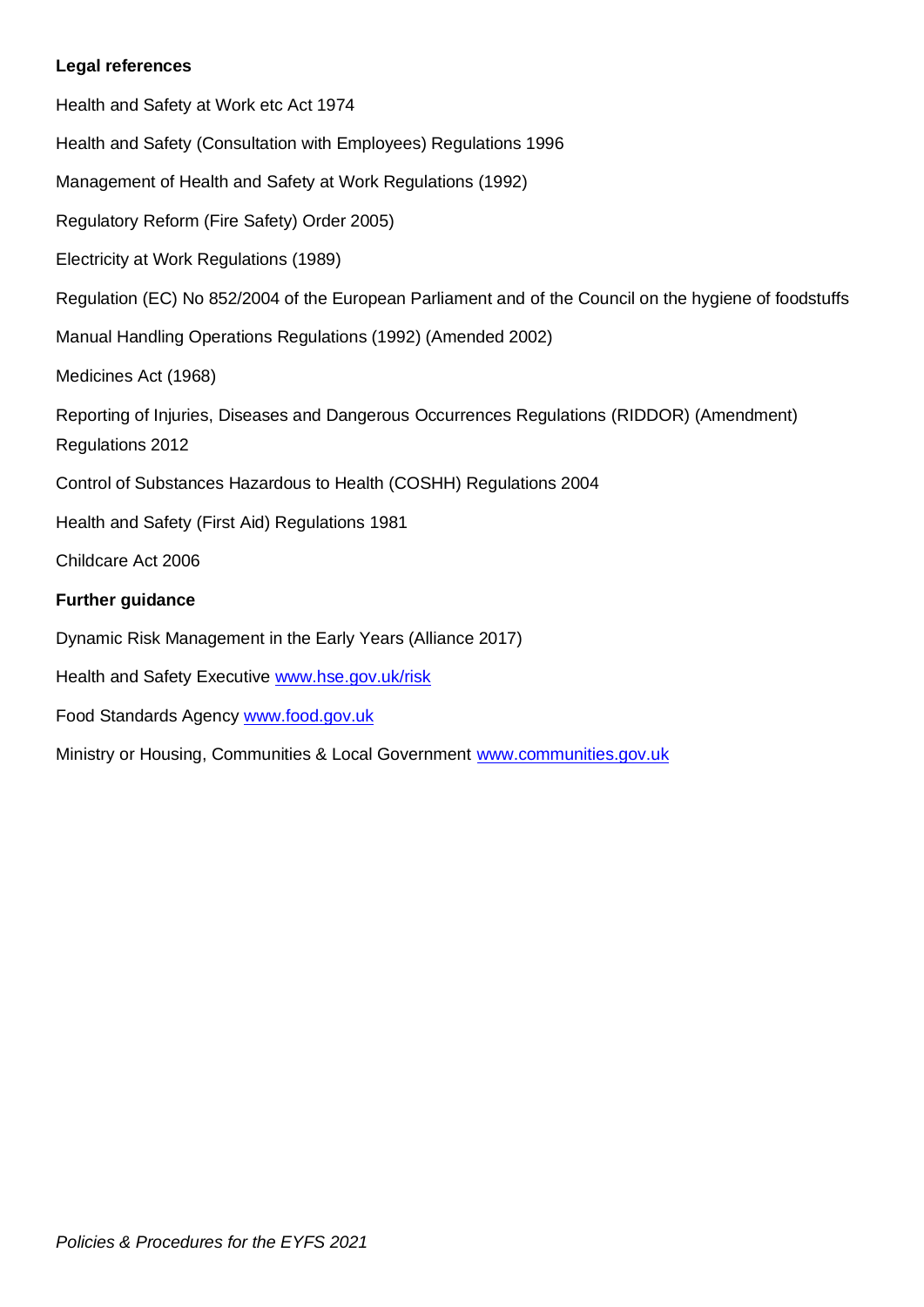**Legal references**

Health and Safety at Work etc Act 1974

Health and Safety (Consultation with Employees) Regulations 1996

Management of Health and Safety at Work Regulations (1992)

Regulatory Reform (Fire Safety) Order 2005)

Electricity at Work Regulations (1989)

Regulation (EC) No 852/2004 of the European Parliament and of the Council on the hygiene of foodstuffs

Manual Handling Operations Regulations (1992) (Amended 2002)

Medicines Act (1968)

Reporting of Injuries, Diseases and Dangerous Occurrences Regulations (RIDDOR) (Amendment) Regulations 2012

Control of Substances Hazardous to Health (COSHH) Regulations 2004

Health and Safety (First Aid) Regulations 1981

Childcare Act 2006

**Further guidance**

Dynamic Risk Management in the Early Years (Alliance 2017)

Health and Safety Executive [www.hse.gov.uk/risk](http://www.hse.gov.uk/risk)

Food Standards Agency [www.food.gov.uk](http://www.food.gov.uk)

Ministry or Housing, Communities & Local Government [www.communities.gov.uk](http://www.communities.gov.uk)